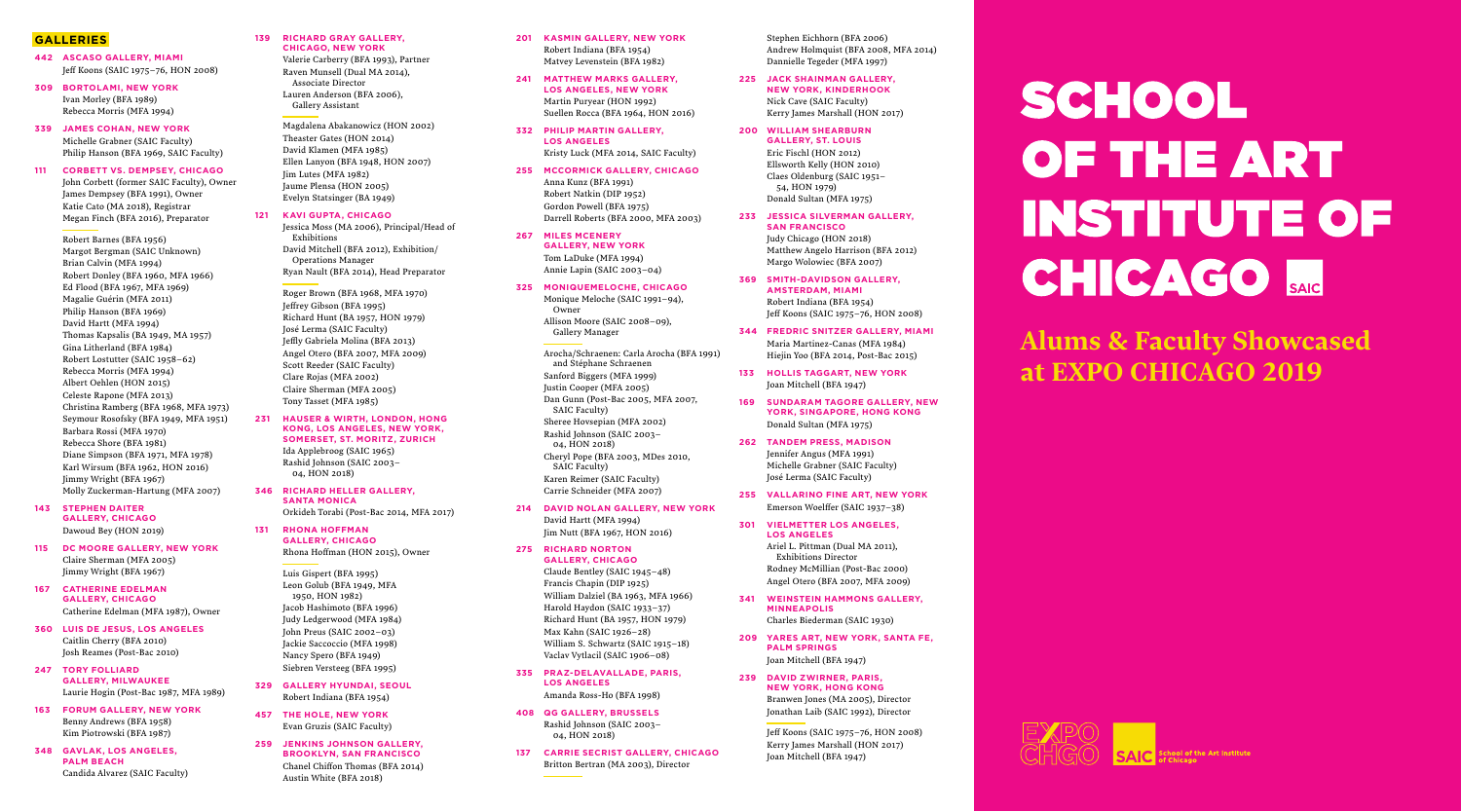## GALLERIES

**442 ASCASO GALLERY, MIAMI**
Jeff Koons (SAIC 1975–76, HON 2008)

**309 BORTOLAMI, NEW YORK**
Ivan Morley (BFA 1989)
Rebecca Morris (MFA 1994)

**339 JAMES COHAN, NEW YORK**
Michelle Grabner (SAIC Faculty)
Philip Hanson (BFA 1969, SAIC Faculty)

**111 CORBETT VS. DEMPSEY, CHICAGO**
John Corbett (former SAIC Faculty), Owner
James Dempsey (BFA 1991), Owner
Katie Cato (MA 2018), Registrar
Megan Finch (BFA 2016), Preparator

Robert Barnes (BFA 1956)
Margot Bergman (SAIC Unknown)
Brian Calvin (MFA 1994)
Robert Donley (BFA 1960, MFA 1966)
Ed Flood (BFA 1967, MFA 1969)
Magalie Guérin (MFA 2011)
Philip Hanson (BFA 1969)
David Hartt (MFA 1994)
Thomas Kapsalis (BA 1949, MA 1957)
Gina Litherland (BFA 1984)
Robert Lostutter (SAIC 1958–62)
Rebecca Morris (MFA 1994)
Albert Oehlen (HON 2015)
Celeste Rapone (MFA 2013)
Christina Ramberg (BFA 1968, MFA 1973)
Seymour Rosofsky (BFA 1949, MFA 1951)
Barbara Rossi (MFA 1970)
Rebecca Shore (BFA 1981)
Diane Simpson (BFA 1971, MFA 1978)
Karl Wirsum (BFA 1962, HON 2016)
Jimmy Wright (BFA 1967)
Molly Zuckerman-Hartung (MFA 2007)

**143 STEPHEN DAITER GALLERY, CHICAGO**
Dawoud Bey (HON 2019)

**115 DC MOORE GALLERY, NEW YORK**
Claire Sherman (MFA 2005)
Jimmy Wright (BFA 1967)

**167 CATHERINE EDELMAN GALLERY, CHICAGO**
Catherine Edelman (MFA 1987), Owner

**360 LUIS DE JESUS, LOS ANGELES**
Caitlin Cherry (BFA 2010)
Josh Reames (Post-Bac 2010)

**247 TORY FOLLIARD GALLERY, MILWAUKEE**
Laurie Hogin (Post-Bac 1987, MFA 1989)

**163 FORUM GALLERY, NEW YORK**
Benny Andrews (BFA 1958)
Kim Piotrowski (BFA 1987)

**348 GAVLAK, LOS ANGELES, PALM BEACH**
Candida Alvarez (SAIC Faculty)

**139 RICHARD GRAY GALLERY, CHICAGO, NEW YORK**
Valerie Carberry (BFA 1993), Partner
Raven Munsell (Dual MA 2014), Associate Director
Lauren Anderson (BFA 2006), Gallery Assistant

Magdalena Abakanowicz (HON 2002)
Theaster Gates (HON 2014)
David Klamen (MFA 1985)
Ellen Lanyon (BFA 1948, HON 2007)
Jim Lutes (MFA 1982)
Jaume Plensa (HON 2005)
Evelyn Statsinger (BA 1949)

**121 KAVI GUPTA, CHICAGO**
Jessica Moss (MA 2006), Principal/Head of Exhibitions
David Mitchell (BFA 2012), Exhibition/Operations Manager
Ryan Nault (BFA 2014), Head Preparator

Roger Brown (BFA 1968, MFA 1970)
Jeffrey Gibson (BFA 1995)
Richard Hunt (BA 1957, HON 1979)
José Lerma (SAIC Faculty)
Jeffly Gabriela Molina (BFA 2013)
Angel Otero (BFA 2007, MFA 2009)
Scott Reeder (SAIC Faculty)
Clare Rojas (MFA 2002)
Claire Sherman (MFA 2005)
Tony Tasset (MFA 1985)

**231 HAUSER & WIRTH, LONDON, HONG KONG, LOS ANGELES, NEW YORK, SOMERSET, ST. MORITZ, ZURICH**
Ida Applebroog (SAIC 1965)
Rashid Johnson (SAIC 2003–04, HON 2018)

**346 RICHARD HELLER GALLERY, SANTA MONICA**
Orkideh Torabi (Post-Bac 2014, MFA 2017)

**131 RHONA HOFFMAN GALLERY, CHICAGO**
Rhona Hoffman (HON 2015), Owner

Luis Gispert (BFA 1995)
Leon Golub (BFA 1949, MFA 1950, HON 1982)
Jacob Hashimoto (BFA 1996)
Judy Ledgerwood (MFA 1984)
John Preus (SAIC 2002–03)
Jackie Saccoccio (MFA 1998)
Nancy Spero (BFA 1949)
Siebren Versteeg (BFA 1995)

**329 GALLERY HYUNDAI, SEOUL**
Robert Indiana (BFA 1954)

**457 THE HOLE, NEW YORK**
Evan Gruzis (SAIC Faculty)

**259 JENKINS JOHNSON GALLERY, BROOKLYN, SAN FRANCISCO**
Chanel Chiffon Thomas (BFA 2014)
Austin White (BFA 2018)

**201 KASMIN GALLERY, NEW YORK**
Robert Indiana (BFA 1954)
Matvey Levenstein (BFA 1982)

**241 MATTHEW MARKS GALLERY, LOS ANGELES, NEW YORK**
Martin Puryear (HON 1992)
Suellen Rocca (BFA 1964, HON 2016)

**332 PHILIP MARTIN GALLERY, LOS ANGELES**
Kristy Luck (MFA 2014, SAIC Faculty)

**255 MCCORMICK GALLERY, CHICAGO**
Anna Kunz (BFA 1991)
Robert Natkin (DIP 1952)
Gordon Powell (BFA 1975)
Darrell Roberts (BFA 2000, MFA 2003)

**267 MILES MCENERY GALLERY, NEW YORK**
Tom LaDuke (MFA 1994)
Annie Lapin (SAIC 2003–04)

**325 MONIQUEMELOCHE, CHICAGO**
Monique Meloche (SAIC 1991–94), Owner
Allison Moore (SAIC 2008–09), Gallery Manager

Arocha/Schraenen: Carla Arocha (BFA 1991) and Stéphane Schraenen
Sanford Biggers (MFA 1999)
Justin Cooper (MFA 2005)
Dan Gunn (Post-Bac 2005, MFA 2007, SAIC Faculty)
Sheree Hovsepian (MFA 2002)
Rashid Johnson (SAIC 2003–04, HON 2018)
Cheryl Pope (BFA 2003, MDes 2010, SAIC Faculty)
Karen Reimer (SAIC Faculty)
Carrie Schneider (MFA 2007)

**214 DAVID NOLAN GALLERY, NEW YORK**
David Hartt (MFA 1994)
Jim Nutt (BFA 1967, HON 2016)

**275 RICHARD NORTON GALLERY, CHICAGO**
Claude Bentley (SAIC 1945–48)
Francis Chapin (DIP 1925)
William Dalziel (BA 1963, MFA 1966)
Harold Haydon (SAIC 1933–37)
Richard Hunt (BA 1957, HON 1979)
Max Kahn (SAIC 1926–28)
William S. Schwartz (SAIC 1915–18)
Vaclav Vytlacil (SAIC 1906–08)

**335 PRAZ-DELAVALLADE, PARIS, LOS ANGELES**
Amanda Ross-Ho (BFA 1998)

**408 QG GALLERY, BRUSSELS**
Rashid Johnson (SAIC 2003–04, HON 2018)

**137 CARRIE SECRIST GALLERY, CHICAGO**
Britton Bertran (MA 2003), Director

Stephen Eichhorn (BFA 2006)
Andrew Holmquist (BFA 2008, MFA 2014)
Dannielle Tegeder (MFA 1997)

**225 JACK SHAINMAN GALLERY, NEW YORK, KINDERHOOK**
Nick Cave (SAIC Faculty)
Kerry James Marshall (HON 2017)

**200 WILLIAM SHEARBURN GALLERY, ST. LOUIS**
Eric Fischl (HON 2012)
Ellsworth Kelly (HON 2010)
Claes Oldenburg (SAIC 1951–54, HON 1979)
Donald Sultan (MFA 1975)

**233 JESSICA SILVERMAN GALLERY, SAN FRANCISCO**
Judy Chicago (HON 2018)
Matthew Angelo Harrison (BFA 2012)
Margo Wolowiec (BFA 2007)

**369 SMITH-DAVIDSON GALLERY, AMSTERDAM, MIAMI**
Robert Indiana (BFA 1954)
Jeff Koons (SAIC 1975–76, HON 2008)

**344 FREDRIC SNITZER GALLERY, MIAMI**
Maria Martinez-Canas (MFA 1984)
Hiejin Yoo (BFA 2014, Post-Bac 2015)

**133 HOLLIS TAGGART, NEW YORK**
Joan Mitchell (BFA 1947)

**169 SUNDARAM TAGORE GALLERY, NEW YORK, SINGAPORE, HONG KONG**
Donald Sultan (MFA 1975)

**262 TANDEM PRESS, MADISON**
Jennifer Angus (MFA 1991)
Michelle Grabner (SAIC Faculty)
José Lerma (SAIC Faculty)

**255 VALLARINO FINE ART, NEW YORK**
Emerson Woelffer (SAIC 1937–38)

**301 VIELMETTER LOS ANGELES, LOS ANGELES**
Ariel L. Pittman (Dual MA 2011), Exhibitions Director
Rodney McMillian (Post-Bac 2000)
Angel Otero (BFA 2007, MFA 2009)

**341 WEINSTEIN HAMMONS GALLERY, MINNEAPOLIS**
Charles Biederman (SAIC 1930)

**209 YARES ART, NEW YORK, SANTA FE, PALM SPRINGS**
Joan Mitchell (BFA 1947)

**239 DAVID ZWIRNER, PARIS, NEW YORK, HONG KONG**
Branwen Jones (MA 2005), Director
Jonathan Laib (SAIC 1992), Director

Jeff Koons (SAIC 1975–76, HON 2008)
Kerry James Marshall (HON 2017)
Joan Mitchell (BFA 1947)

# SCHOOL OF THE ART INSTITUTE OF CHICAGO

## Alums & Faculty Showcased at EXPO CHICAGO 2019

EXPO CHGO | SAIC School of the Art Institute of Chicago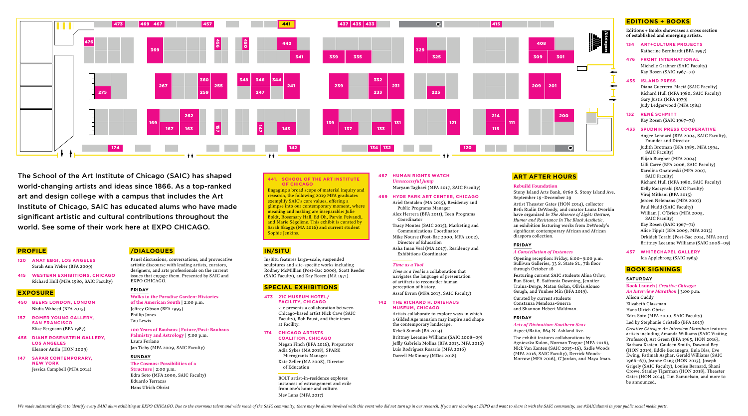The School of the Art Institute of Chicago (SAIC) has shaped world-changing artists and ideas since 1866. As a top-ranked art and design college with a campus that includes the Art Institute of Chicago, SAIC has educated alums who have made significant artistic and cultural contributions throughout the world. See some of their work here at EXPO CHICAGO.

## PROFILE

**120 ANAT EBGI, LOS ANGELES**
Sarah Ann Weber (BFA 2009)

**415 WESTERN EXHIBITIONS, CHICAGO**
Richard Hull (MFA 1980, SAIC Faculty)

## EXPOSURE

**450 BEERS LONDON, LONDON**
Nadia Waheed (BFA 2015)

**157 ROMER YOUNG GALLERY, SAN FRANCISCO**
Elise Ferguson (BFA 1987)

**456 DIANE ROSENSTEIN GALLERY, LOS ANGELES**
Eleanor Antin (HON 2009)

**147 SAPAR CONTEMPORARY, NEW YORK**
Jessica Campbell (MFA 2014)

## /DIALOGUES

Panel discussions, conversations, and provocative artistic discourse with leading artists, curators, designers, and arts professionals on the current issues that engage them. Presented by SAIC and EXPO CHICAGO.

### FRIDAY

**Walks to the Paradise Garden: Histories of the American South** | 2:00 p.m.
Jeffrey Gibson (BFA 1995)
Phillip Jones
Tau Lewis

**100 Years of Bauhaus | Future/Past: Bauhaus Palmistry and Astrology** | 5:00 p.m.
Laura Forlano
Jan Tichy (MFA 2009, SAIC Faculty)

### SUNDAY

**The Cosmos: Possibilities of a Structure** | 2:00 p.m.
Edra Soto (MFA 2000, SAIC Faculty)
Eduardo Terrazas
Hans Ulrich Obrist

**441. SCHOOL OF THE ART INSTITUTE OF CHICAGO**

Engaging a broad scope of material inquiry and research, the following 2019 MFA graduates exemplify SAIC's core values, offering a glimpse into our contemporary moment, where meaning and making are inseparable: Julie Boldt, Rosemary Hall, Ed Oh, Parvin Peivandi, and Marie Ségolène. This exhibit is curated by Sarah Skaggs (MA 2016) and current student Sophie Jenkins.

## IN/SITU

In/Situ features large-scale, suspended sculptures and site-specific works including Rodney McMillian (Post-Bac 2000), Scott Reeder (SAIC Faculty), and Kay Rosen (MA 1971).

## SPECIAL EXHIBITIONS

**473 21C MUSEUM HOTEL/ FACILITY, CHICAGO**
21c presents a collaboration between Chicago-based artist Nick Cave (SAIC Faculty), Bob Faust, and their team at Facility.

**174 CHICAGO ARTISTS COALITION, CHICAGO**
Megan Finch (BFA 2016), Preparator
Adia Sykes (MA 2018), SPARK Micrograntss Manager
Kate Zeller (MA 2008), Director of Education

BOLT artist-in-residence explores instances of estrangement and exile from one's home and culture.
Mev Luna (MFA 2017)

**467 HUMAN RIGHTS WATCH**
*Unsuccessful Jump*
Maryam Taghavi (MFA 2017, SAIC Faculty)

**469 HYDE PARK ART CENTER, CHICAGO**
Ariel Gentalen (MA 2015), Residency and Public Programs Manager
Alex Herrera (BFA 2011), Teen Programs Coordinator
Tracy Montes (SAIC 2015), Marketing and Communications Coordinator
Mike Nourse (Post-Bac 2000, MFA 2002), Director of Education
Asha Iman Veal (MA 2017), Residency and Exhibitions Coordinator

*Time as a Tool*
*Time as a Tool* is a collaboration that navigates the language of presentation of artifacts to reconsider human perception of history.
Assaf Evron (MFA 2013, SAIC Faculty)

**142 THE RICHARD H. DRIEHAUS MUSEUM, CHICAGO**
Artists collaborate to explore ways in which a Gilded Age mansion may inspire and shape the contemporary landscape.
Kekeli Sumah (BA 2014)
Brittney Leeanne Williams (SAIC 2008–09)
Jeffly Gabriela Molina (BFA 2013, MFA 2016)
Luis Rodríguez Rosario (MFA 2016)
Darrell McKinney (MDes 2018)

## ART AFTER HOURS

**Rebuild Foundation**
Stony Island Arts Bank, 6760 S. Stony Island Ave.
September 19–December 29

Artist Theaster Gates (HON 2014), collector Beth Rudin DeWoody, and curator Laura Dvorkin have organized *In The Absence of Light: Gesture, Humor and Resistance In The Black Aesthetic*, an exhibition featuring works from DeWoody's significant contemporary African and African diaspora collection.

### FRIDAY

*A Constellation of Instances*
Opening reception: Friday, 6:00–9:00 p.m.
Sullivan Galleries, 33 S. State St., 7th floor through October 18

Featuring current SAIC students Alina Orlov, Bun Stout, E. Saffronia Downing, Jennifer Traina-Dorge, Matan Golan, Olivia Alonso Gough, and Yunhee Min (BFA 2019).

Curated by current students Constanza Mendoza-Guerra and Shannon Hebert Waldman.

### FRIDAY

*Acts of Divination: Southern Seas*
Aspect/Ratio, 864 N. Ashland Ave.

The exhibit features collaborations by Agnieszka Kulon, Norman Teague (MFA 2016), Nick Van Zanten (SAIC 2015–16), Sadie Woods-Morrow (MFA 2016), G'Jordan, and Maya Iman.

## EDITIONS + BOOKS

Editions + Books showcases a cross section of established and emerging artists.

**134 ART+CULTURE PROJECTS**
Katherine Bernhardt (BFA 1997)

**476 FRONT INTERNATIONAL**
Michelle Grabner (SAIC Faculty)
Kay Rosen (SAIC 1967–71)

**435 ISLAND PRESS**
Diana Guerrero-Maciá (SAIC Faculty)
Richard Hull (MFA 1980, SAIC Faculty)
Gary Justis (MFA 1979)
Judy Ledgerwood (MFA 1984)

**132 RENÉ SCHMITT**
Kay Rosen (SAIC 1967–71)

**433 SPUDNIK PRESS COOPERATIVE**
Angee Lennard (BFA 2004, SAIC Faculty), Founder and Director
Judith Brotman (BFA 1989, MFA 1994, SAIC Faculty)
Elijah Burgher (MFA 2004)
Lilli Carré (BFA 2006, SAIC Faculty)
Karolina Gnatowski (MFA 2007, SAIC Faculty)
Richard Hull (MFA 1980, SAIC Faculty)
Kelly Kaczynski (SAIC Faculty)
Viraj Mithani (BFA 2015)
Jeroen Nelemans (MFA 2007)
Paul Nudd (SAIC Faculty)
William J. O'Brien (MFA 2005, SAIC Faculty)
Kay Rosen (SAIC 1967–71)
Alice Tippit (BFA 2009, MFA 2013)
Orkideh Torabi (Post-Bac 2014, MFA 2017)
Brittney Leeanne Williams (SAIC 2008–09)

**437 WHITECHAPEL GALLERY**
Ida Applebroog (SAIC 1965)

## BOOK SIGNINGS

### SATURDAY

**Book Launch** | *Creative Chicago: An Interview Marathon* | 3:00 p.m.
Alison Cuddy
Elizabeth Glassman
Hans Ulrich Obrist
Edra Soto (MFA 2000, SAIC Faculty)
Led by Stephanie Cristello (BFA 2013)

*Creative Chicago: An Interview Marathon* features artists including Amanda Williams (SAIC Visiting Professor), Art Green (BFA 1965, HON 2016), Barbara Kasten, Cauleen Smith, Dawoud Bey (HON 2019), Eddie Bocanegra, Eula Biss, Eve Ewing, Fatimah Asghar, Gerald Williams (SAIC 1966–67), Jeanne Gang (HON 2013), Joseph Grigely (SAIC Faculty), Louise Bernard, Shani Crowe, Stanley Tigerman (HON 2018), Theaster Gates (HON 2014), Tim Samuelson, and more to be announced.

*We made substantial effort to identify every SAIC alum exhibiting at EXPO CHICAGO. Due to the enormous talent and wide reach of the SAIC community, there may be alums involved with this event who did not turn up in our research. If you are showing at EXPO and want to share it with the SAIC community, use #SAICalumni in your public social media posts.*